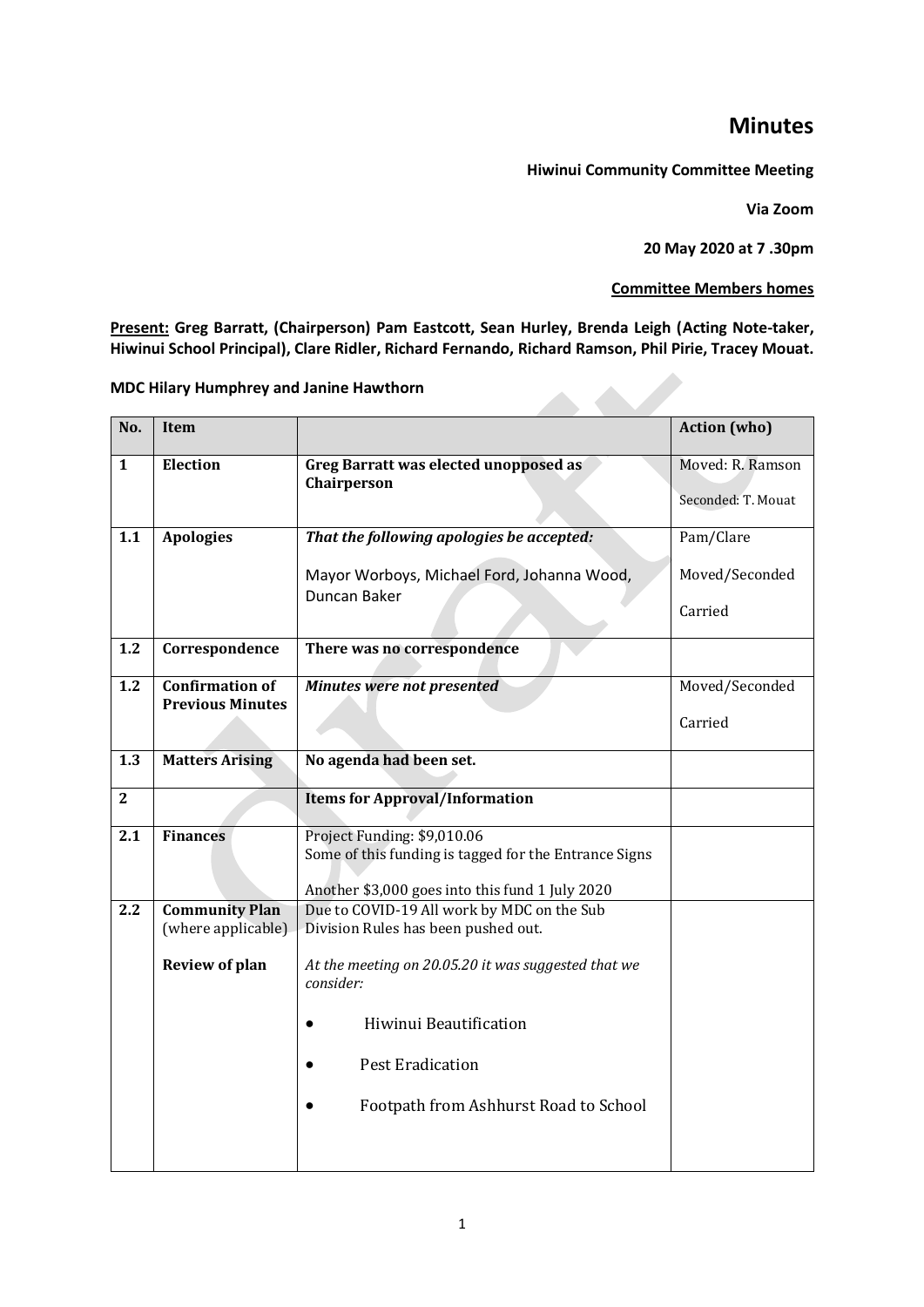# Minutes

**Hiwinui Community Committee Meeting**

**Via Zoom**

**20 May 2020 at 7 .30pm**

**Committee Members homes**

**Present:** **Greg Barratt, (Chairperson) Pam Eastcott, Sean Hurley, Brenda Leigh (Acting Note-taker, Hiwinui School Principal), Clare Ridler, Richard Fernando, Richard Ramson, Phil Pirie, Tracey Mouat.**

**MDC Hilary Humphrey and Janine Hawthorn**

| No. | Item | | Action (who) |
|---|---|---|---|
| **1** | **Election** | **Greg Barratt was elected unopposed as Chairperson** | Moved: R. Ramson<br>Seconded: T. Mouat |
| **1.1** | **Apologies** | ***That the following apologies be accepted:***<br>Mayor Worboys, Michael Ford, Johanna Wood, Duncan Baker | Pam/Clare<br>Moved/Seconded<br>Carried |
| **1.2** | **Correspondence** | **There was no correspondence** | |
| **1.2** | **Confirmation of Previous Minutes** | ***Minutes were not presented*** | Moved/Seconded<br>Carried |
| **1.3** | **Matters Arising** | **No agenda had been set.** | |
| **2** | | **Items for Approval/Information** | |
| **2.1** | **Finances** | Project Funding: $9,010.06<br>Some of this funding is tagged for the Entrance Signs<br>Another $3,000 goes into this fund 1 July 2020 | |
| **2.2** | **Community Plan** (where applicable)<br>**Review of plan** | Due to COVID-19 All work by MDC on the Sub Division Rules has been pushed out.<br>*At the meeting on 20.05.20 it was suggested that we consider:*<br>• Hiwinui Beautification<br>• Pest Eradication<br>• Footpath from Ashhurst Road to School | |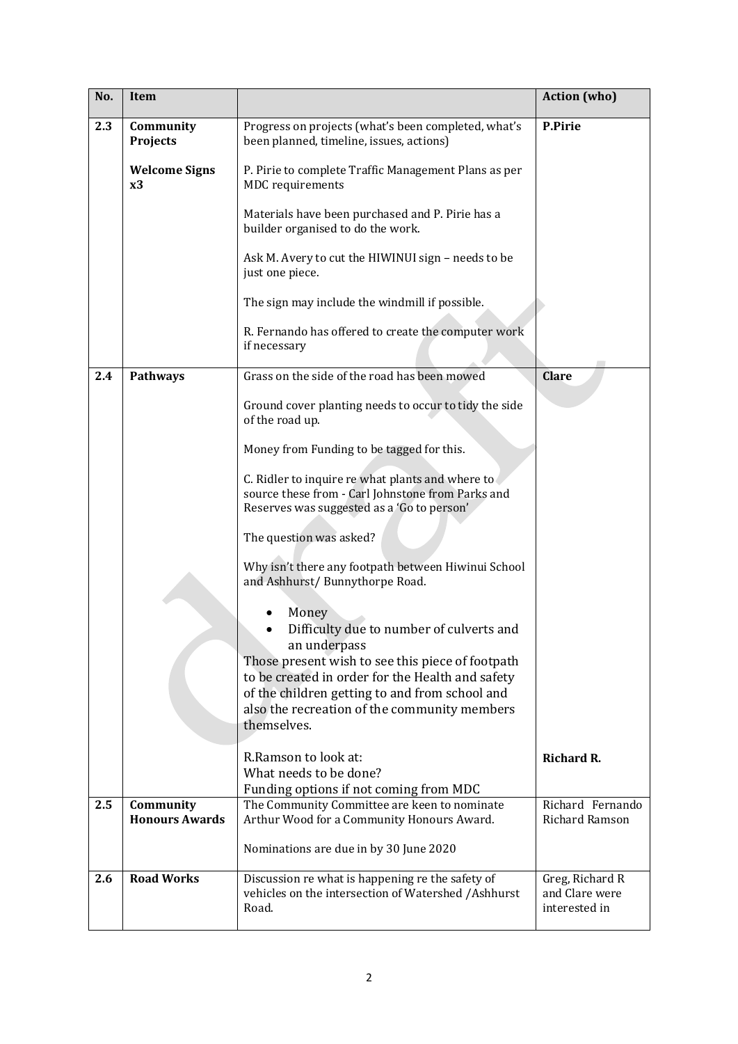| No. | Item | | Action (who) |
|---|---|---|---|
| 2.3 | **Community Projects**<br><br>**Welcome Signs x3** | Progress on projects (what's been completed, what's been planned, timeline, issues, actions)<br><br>P. Pirie to complete Traffic Management Plans as per MDC requirements<br><br>Materials have been purchased and P. Pirie has a builder organised to do the work.<br><br>Ask M. Avery to cut the HIWINUI sign – needs to be just one piece.<br><br>The sign may include the windmill if possible.<br><br>R. Fernando has offered to create the computer work if necessary | **P.Pirie** |
| 2.4 | **Pathways** | Grass on the side of the road has been mowed<br><br>Ground cover planting needs to occur to tidy the side of the road up.<br><br>Money from Funding to be tagged for this.<br><br>C. Ridler to inquire re what plants and where to source these from - Carl Johnstone from Parks and Reserves was suggested as a 'Go to person'<br><br>The question was asked?<br><br>Why isn't there any footpath between Hiwinui School and Ashhurst/ Bunnythorpe Road.<br><br>• Money<br>• Difficulty due to number of culverts and an underpass<br><br>Those present wish to see this piece of footpath to be created in order for the Health and safety of the children getting to and from school and also the recreation of the community members themselves.<br><br>R.Ramson to look at:<br>What needs to be done?<br>Funding options if not coming from MDC | **Clare**<br><br><br><br><br><br><br><br><br><br><br><br><br><br><br><br><br><br>**Richard R.** |
| 2.5 | **Community Honours Awards** | The Community Committee are keen to nominate Arthur Wood for a Community Honours Award.<br><br>Nominations are due in by 30 June 2020 | Richard Fernando<br>Richard Ramson |
| 2.6 | **Road Works** | Discussion re what is happening re the safety of vehicles on the intersection of Watershed /Ashhurst Road. | Greg, Richard R and Clare were interested in |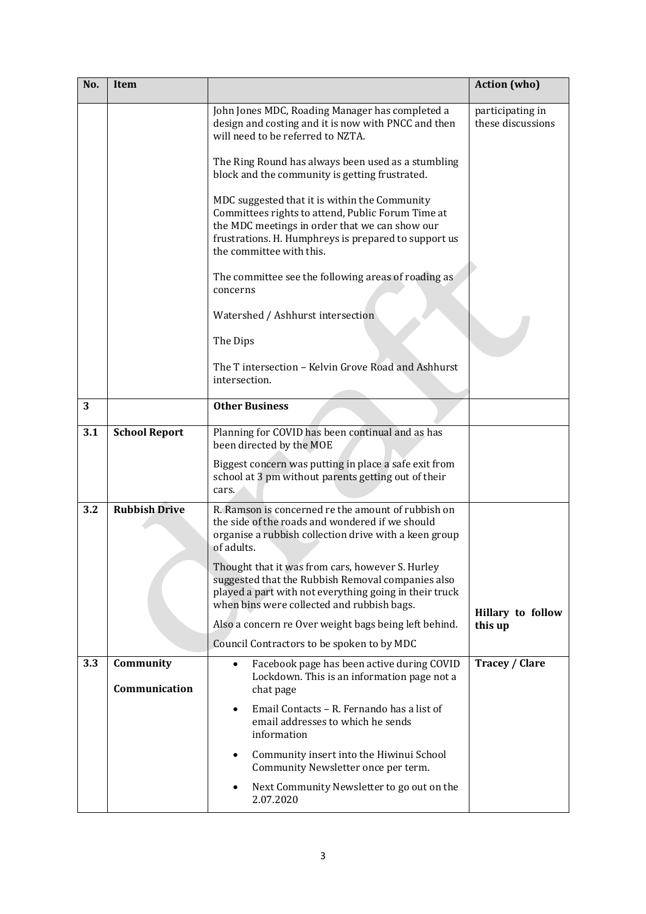| No. | Item | | Action (who) |
|---|---|---|---|
| | | John Jones MDC, Roading Manager has completed a design and costing and it is now with PNCC and then will need to be referred to NZTA.<br><br>The Ring Round has always been used as a stumbling block and the community is getting frustrated.<br><br>MDC suggested that it is within the Community Committees rights to attend, Public Forum Time at the MDC meetings in order that we can show our frustrations. H. Humphreys is prepared to support us the committee with this.<br><br>The committee see the following areas of roading as concerns<br><br>Watershed / Ashhurst intersection<br><br>The Dips<br><br>The T intersection – Kelvin Grove Road and Ashhurst intersection. | participating in these discussions |
| **3** | | **Other Business** | |
| **3.1** | **School Report** | Planning for COVID has been continual and as has been directed by the MOE<br><br>Biggest concern was putting in place a safe exit from school at 3 pm without parents getting out of their cars. | |
| **3.2** | **Rubbish Drive** | R. Ramson is concerned re the amount of rubbish on the side of the roads and wondered if we should organise a rubbish collection drive with a keen group of adults.<br><br>Thought that it was from cars, however S. Hurley suggested that the Rubbish Removal companies also played a part with not everything going in their truck when bins were collected and rubbish bags.<br><br>Also a concern re Over weight bags being left behind.<br><br>Council Contractors to be spoken to by MDC | **Hillary to follow this up** |
| **3.3** | **Community Communication** | • Facebook page has been active during COVID Lockdown. This is an information page not a chat page<br>• Email Contacts – R. Fernando has a list of email addresses to which he sends information<br>• Community insert into the Hiwinui School Community Newsletter once per term.<br>• Next Community Newsletter to go out on the 2.07.2020 | **Tracey / Clare** |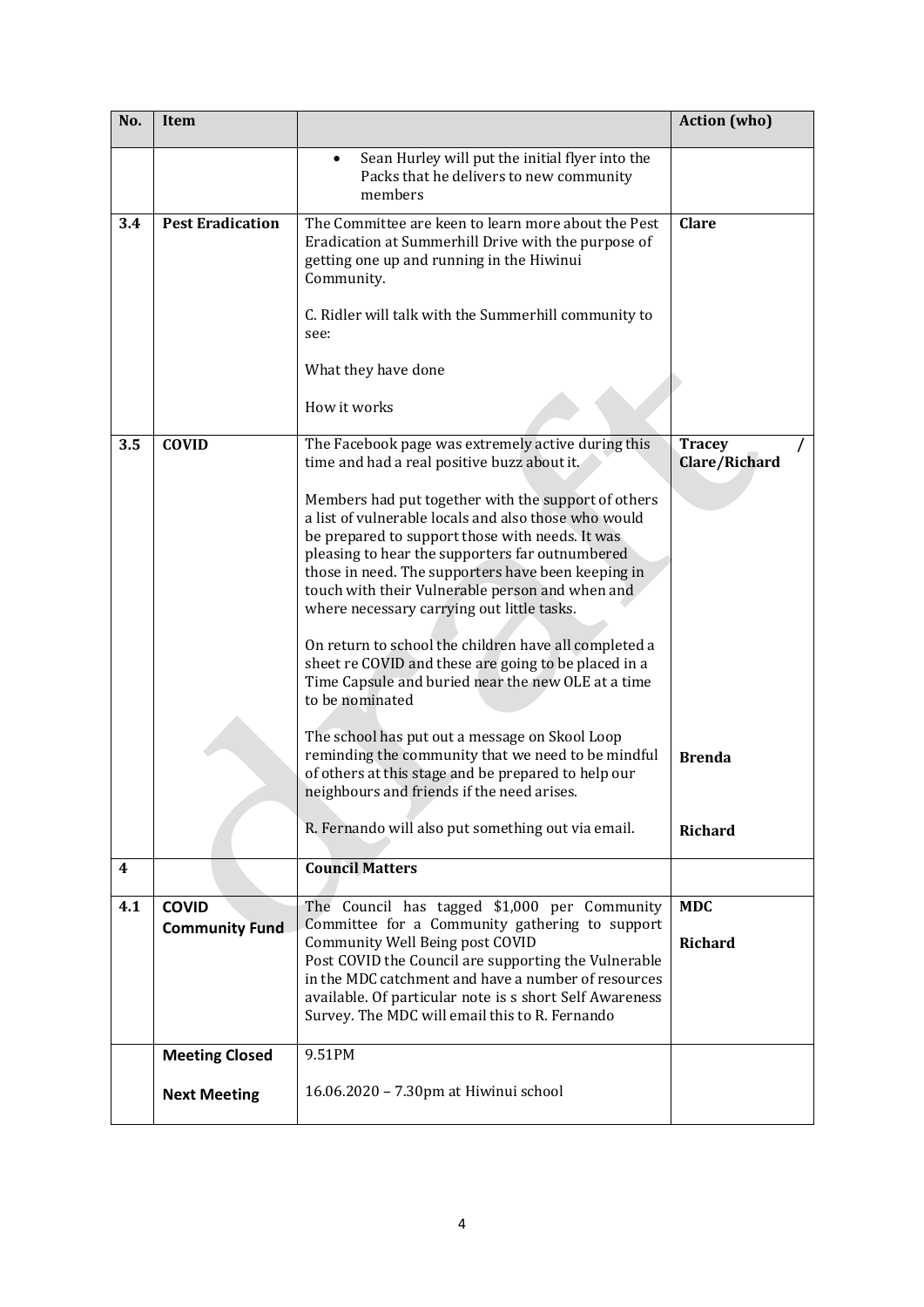| No. | Item | | Action (who) |
|---|---|---|---|
| | | • Sean Hurley will put the initial flyer into the Packs that he delivers to new community members | |
| **3.4** | **Pest Eradication** | The Committee are keen to learn more about the Pest Eradication at Summerhill Drive with the purpose of getting one up and running in the Hiwinui Community.<br><br>C. Ridler will talk with the Summerhill community to see:<br><br>What they have done<br><br>How it works | **Clare** |
| **3.5** | **COVID** | The Facebook page was extremely active during this time and had a real positive buzz about it.<br><br>Members had put together with the support of others a list of vulnerable locals and also those who would be prepared to support those with needs. It was pleasing to hear the supporters far outnumbered those in need. The supporters have been keeping in touch with their Vulnerable person and when and where necessary carrying out little tasks.<br><br>On return to school the children have all completed a sheet re COVID and these are going to be placed in a Time Capsule and buried near the new OLE at a time to be nominated<br><br>The school has put out a message on Skool Loop reminding the community that we need to be mindful of others at this stage and be prepared to help our neighbours and friends if the need arises.<br><br>R. Fernando will also put something out via email. | **Tracey / Clare/Richard**<br><br>**Brenda**<br><br>**Richard** |
| **4** | | **Council Matters** | |
| **4.1** | **COVID Community Fund** | The Council has tagged $1,000 per Community Committee for a Community gathering to support Community Well Being post COVID<br>Post COVID the Council are supporting the Vulnerable in the MDC catchment and have a number of resources available. Of particular note is s short Self Awareness Survey. The MDC will email this to R. Fernando | **MDC**<br><br>**Richard** |
| | **Meeting Closed**<br><br>**Next Meeting** | 9.51PM<br><br>16.06.2020 – 7.30pm at Hiwinui school | |